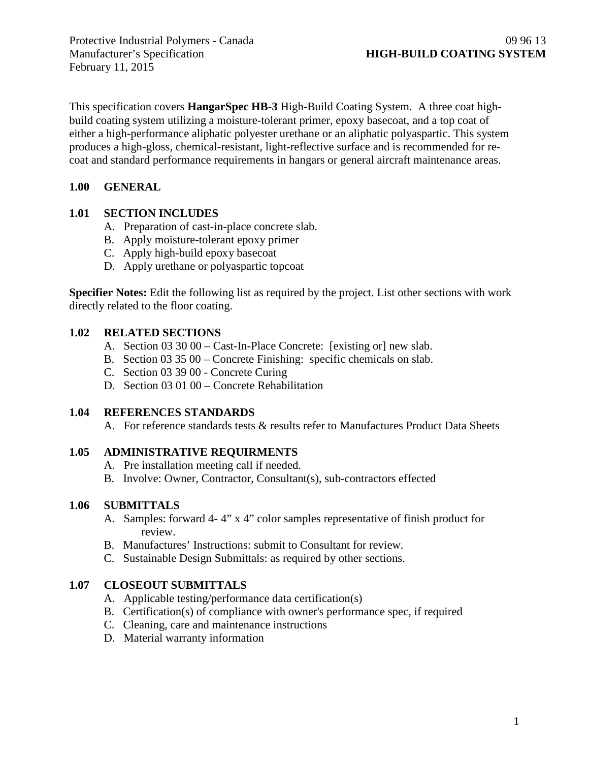Protective Industrial Polymers - Canada
Manufacturer's Specification
February 11, 2015

09 96 13
**HIGH-BUILD COATING SYSTEM**

This specification covers **HangarSpec HB-3** High-Build Coating System. A three coat high-build coating system utilizing a moisture-tolerant primer, epoxy basecoat, and a top coat of either a high-performance aliphatic polyester urethane or an aliphatic polyaspartic. This system produces a high-gloss, chemical-resistant, light-reflective surface and is recommended for re-coat and standard performance requirements in hangars or general aircraft maintenance areas.

## 1.00 GENERAL

### 1.01 SECTION INCLUDES

A. Preparation of cast-in-place concrete slab.
B. Apply moisture-tolerant epoxy primer
C. Apply high-build epoxy basecoat
D. Apply urethane or polyaspartic topcoat

**Specifier Notes:** Edit the following list as required by the project. List other sections with work directly related to the floor coating.

### 1.02 RELATED SECTIONS

A. Section 03 30 00 – Cast-In-Place Concrete: [existing or] new slab.
B. Section 03 35 00 – Concrete Finishing: specific chemicals on slab.
C. Section 03 39 00 - Concrete Curing
D. Section 03 01 00 – Concrete Rehabilitation

### 1.04 REFERENCES STANDARDS

A. For reference standards tests & results refer to Manufactures Product Data Sheets

### 1.05 ADMINISTRATIVE REQUIRMENTS

A. Pre installation meeting call if needed.
B. Involve: Owner, Contractor, Consultant(s), sub-contractors effected

### 1.06 SUBMITTALS

A. Samples: forward 4- 4" x 4" color samples representative of finish product for review.
B. Manufactures' Instructions: submit to Consultant for review.
C. Sustainable Design Submittals: as required by other sections.

### 1.07 CLOSEOUT SUBMITTALS

A. Applicable testing/performance data certification(s)
B. Certification(s) of compliance with owner's performance spec, if required
C. Cleaning, care and maintenance instructions
D. Material warranty information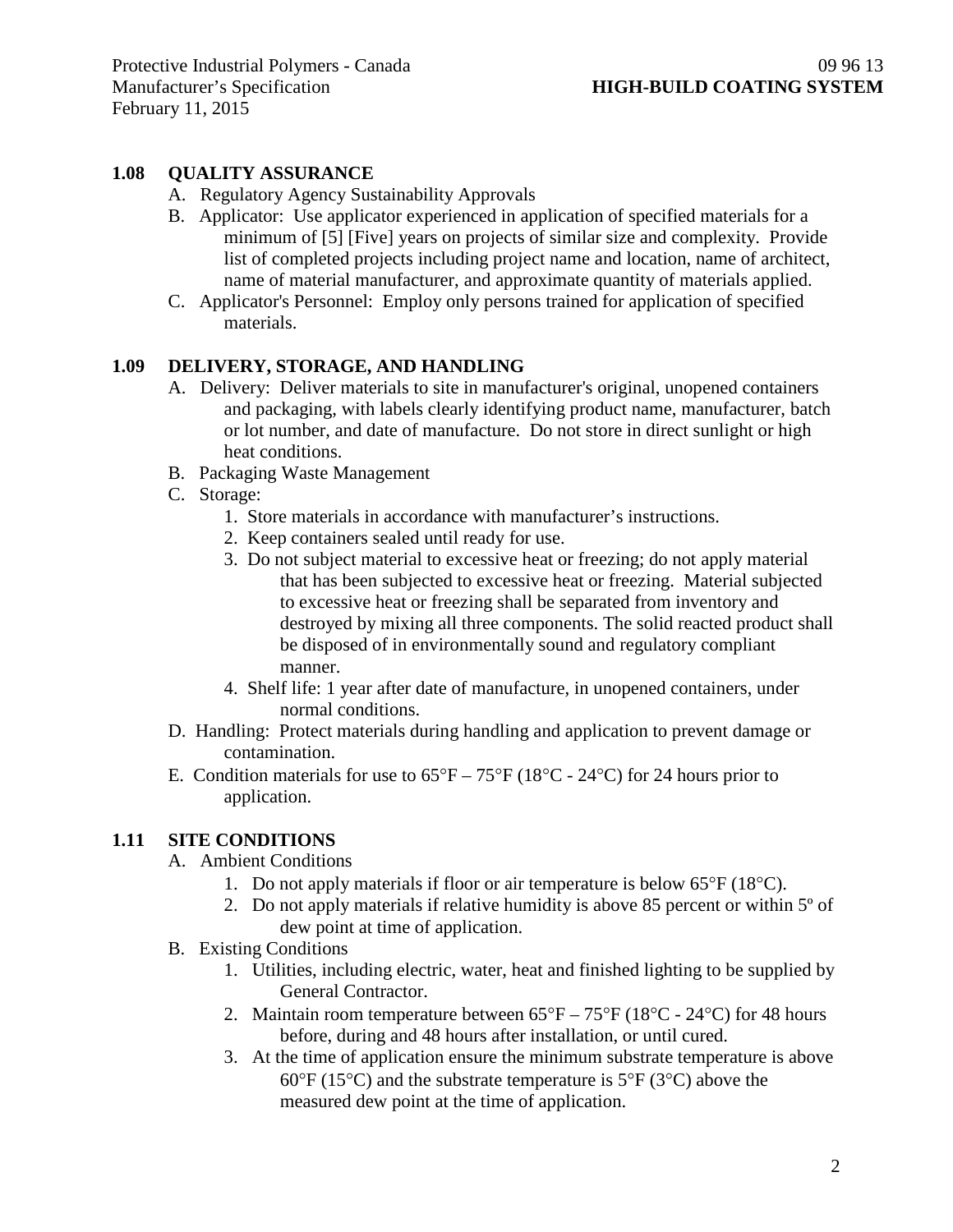## 1.08 QUALITY ASSURANCE

A. Regulatory Agency Sustainability Approvals

B. Applicator: Use applicator experienced in application of specified materials for a minimum of [5] [Five] years on projects of similar size and complexity. Provide list of completed projects including project name and location, name of architect, name of material manufacturer, and approximate quantity of materials applied.

C. Applicator's Personnel: Employ only persons trained for application of specified materials.

## 1.09 DELIVERY, STORAGE, AND HANDLING

A. Delivery: Deliver materials to site in manufacturer's original, unopened containers and packaging, with labels clearly identifying product name, manufacturer, batch or lot number, and date of manufacture. Do not store in direct sunlight or high heat conditions.

B. Packaging Waste Management

C. Storage:

1. Store materials in accordance with manufacturer's instructions.
2. Keep containers sealed until ready for use.
3. Do not subject material to excessive heat or freezing; do not apply material that has been subjected to excessive heat or freezing. Material subjected to excessive heat or freezing shall be separated from inventory and destroyed by mixing all three components. The solid reacted product shall be disposed of in environmentally sound and regulatory compliant manner.
4. Shelf life: 1 year after date of manufacture, in unopened containers, under normal conditions.

D. Handling: Protect materials during handling and application to prevent damage or contamination.

E. Condition materials for use to 65°F – 75°F (18°C - 24°C) for 24 hours prior to application.

## 1.11 SITE CONDITIONS

A. Ambient Conditions

1. Do not apply materials if floor or air temperature is below 65°F (18°C).
2. Do not apply materials if relative humidity is above 85 percent or within 5º of dew point at time of application.

B. Existing Conditions

1. Utilities, including electric, water, heat and finished lighting to be supplied by General Contractor.
2. Maintain room temperature between 65°F – 75°F (18°C - 24°C) for 48 hours before, during and 48 hours after installation, or until cured.
3. At the time of application ensure the minimum substrate temperature is above 60°F (15°C) and the substrate temperature is 5°F (3°C) above the measured dew point at the time of application.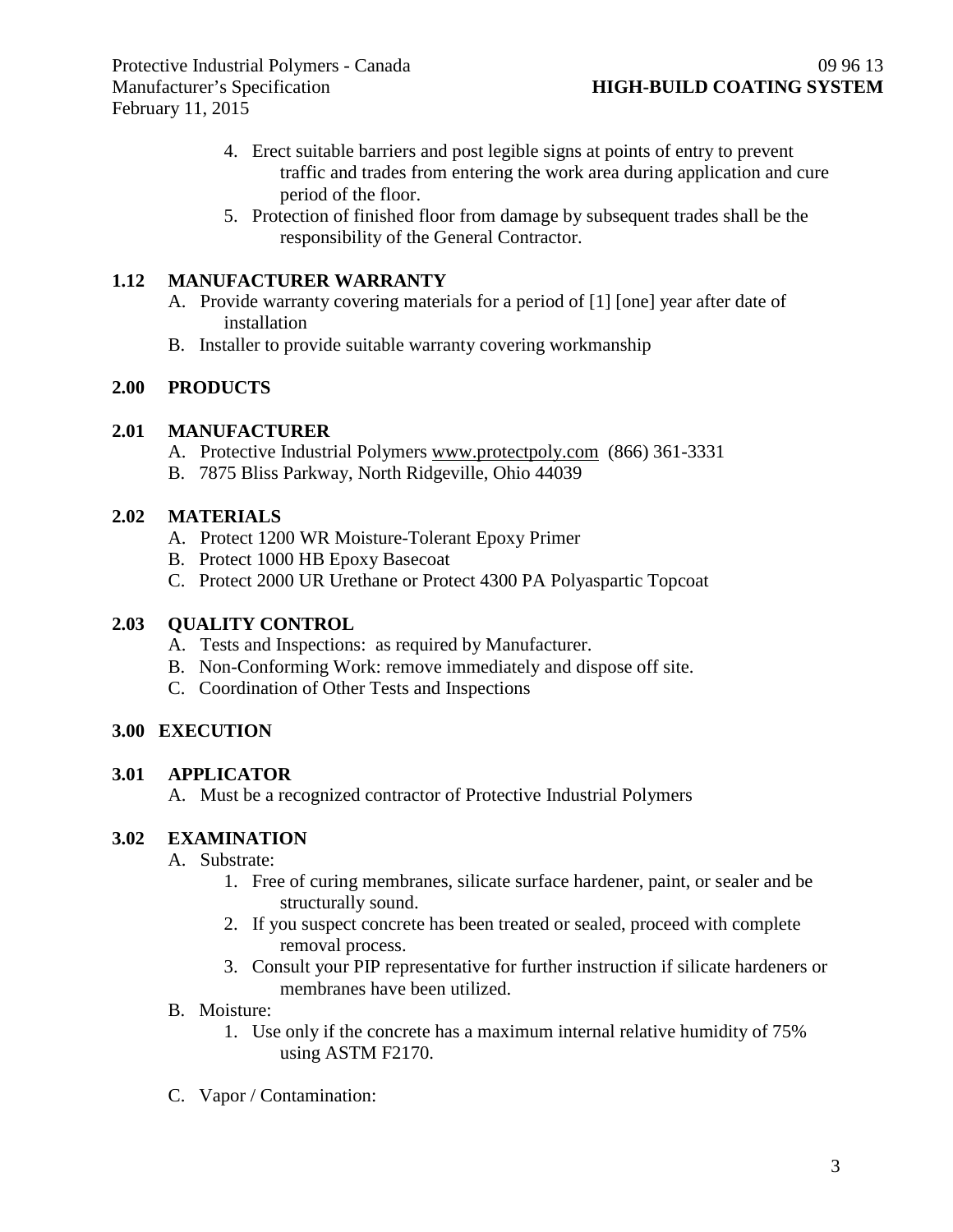4. Erect suitable barriers and post legible signs at points of entry to prevent traffic and trades from entering the work area during application and cure period of the floor.
5. Protection of finished floor from damage by subsequent trades shall be the responsibility of the General Contractor.

## 1.12 MANUFACTURER WARRANTY

A. Provide warranty covering materials for a period of [1] [one] year after date of installation

B. Installer to provide suitable warranty covering workmanship

# 2.00 PRODUCTS

## 2.01 MANUFACTURER

A. Protective Industrial Polymers www.protectpoly.com (866) 361-3331

B. 7875 Bliss Parkway, North Ridgeville, Ohio 44039

## 2.02 MATERIALS

A. Protect 1200 WR Moisture-Tolerant Epoxy Primer

B. Protect 1000 HB Epoxy Basecoat

C. Protect 2000 UR Urethane or Protect 4300 PA Polyaspartic Topcoat

## 2.03 QUALITY CONTROL

A. Tests and Inspections: as required by Manufacturer.

B. Non-Conforming Work: remove immediately and dispose off site.

C. Coordination of Other Tests and Inspections

# 3.00 EXECUTION

## 3.01 APPLICATOR

A. Must be a recognized contractor of Protective Industrial Polymers

## 3.02 EXAMINATION

A. Substrate:

1. Free of curing membranes, silicate surface hardener, paint, or sealer and be structurally sound.
2. If you suspect concrete has been treated or sealed, proceed with complete removal process.
3. Consult your PIP representative for further instruction if silicate hardeners or membranes have been utilized.

B. Moisture:

1. Use only if the concrete has a maximum internal relative humidity of 75% using ASTM F2170.

C. Vapor / Contamination: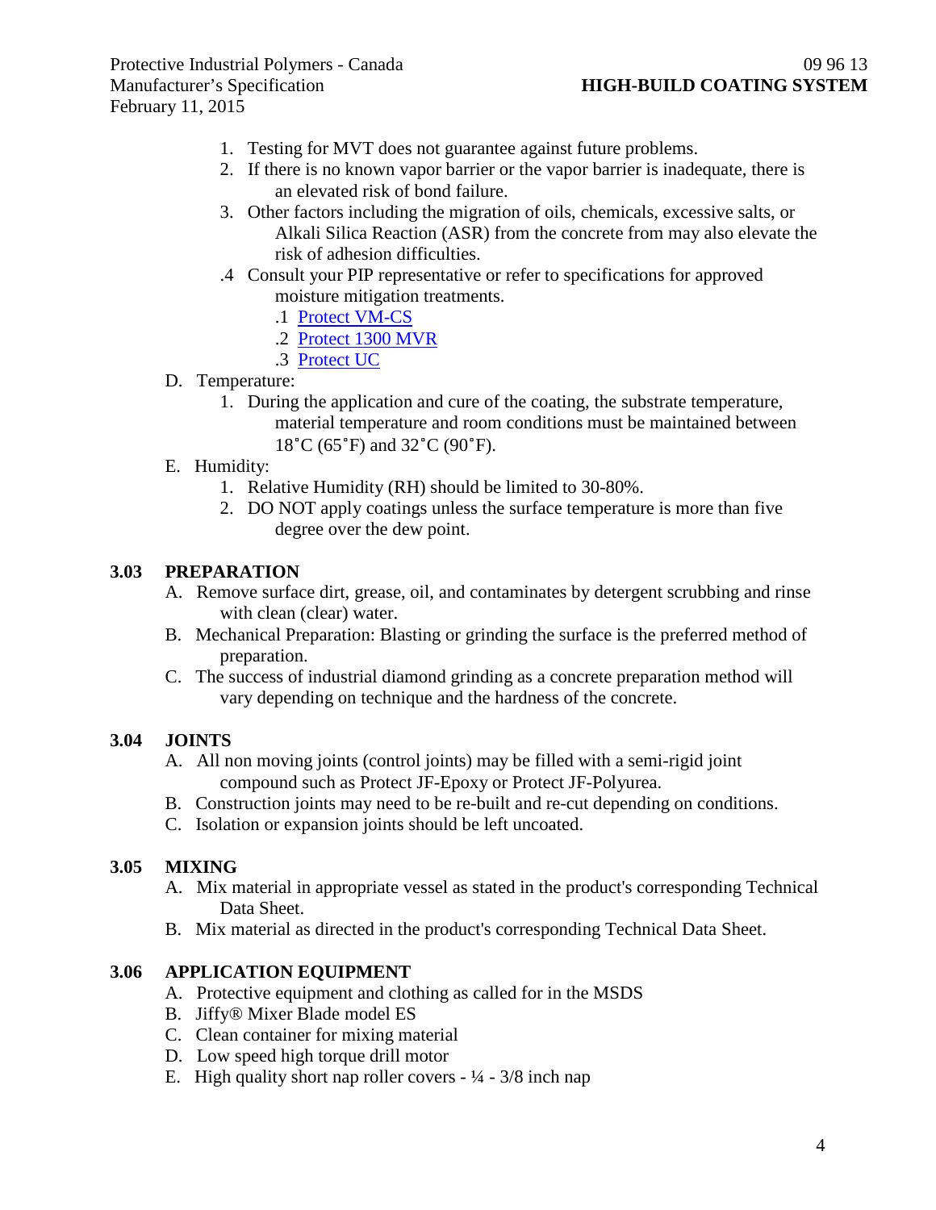1. Testing for MVT does not guarantee against future problems.
2. If there is no known vapor barrier or the vapor barrier is inadequate, there is an elevated risk of bond failure.
3. Other factors including the migration of oils, chemicals, excessive salts, or Alkali Silica Reaction (ASR) from the concrete from may also elevate the risk of adhesion difficulties.

.4 Consult your PIP representative or refer to specifications for approved moisture mitigation treatments.
  - .1 Protect VM-CS
  - .2 Protect 1300 MVR
  - .3 Protect UC

D. Temperature:
  1. During the application and cure of the coating, the substrate temperature, material temperature and room conditions must be maintained between 18˚C (65˚F) and 32˚C (90˚F).

E. Humidity:
  1. Relative Humidity (RH) should be limited to 30-80%.
  2. DO NOT apply coatings unless the surface temperature is more than five degree over the dew point.

## 3.03 PREPARATION

A. Remove surface dirt, grease, oil, and contaminates by detergent scrubbing and rinse with clean (clear) water.

B. Mechanical Preparation: Blasting or grinding the surface is the preferred method of preparation.

C. The success of industrial diamond grinding as a concrete preparation method will vary depending on technique and the hardness of the concrete.

## 3.04 JOINTS

A. All non moving joints (control joints) may be filled with a semi-rigid joint compound such as Protect JF-Epoxy or Protect JF-Polyurea.

B. Construction joints may need to be re-built and re-cut depending on conditions.

C. Isolation or expansion joints should be left uncoated.

## 3.05 MIXING

A. Mix material in appropriate vessel as stated in the product's corresponding Technical Data Sheet.

B. Mix material as directed in the product's corresponding Technical Data Sheet.

## 3.06 APPLICATION EQUIPMENT

A. Protective equipment and clothing as called for in the MSDS

B. Jiffy® Mixer Blade model ES

C. Clean container for mixing material

D. Low speed high torque drill motor

E. High quality short nap roller covers - ¼ - 3/8 inch nap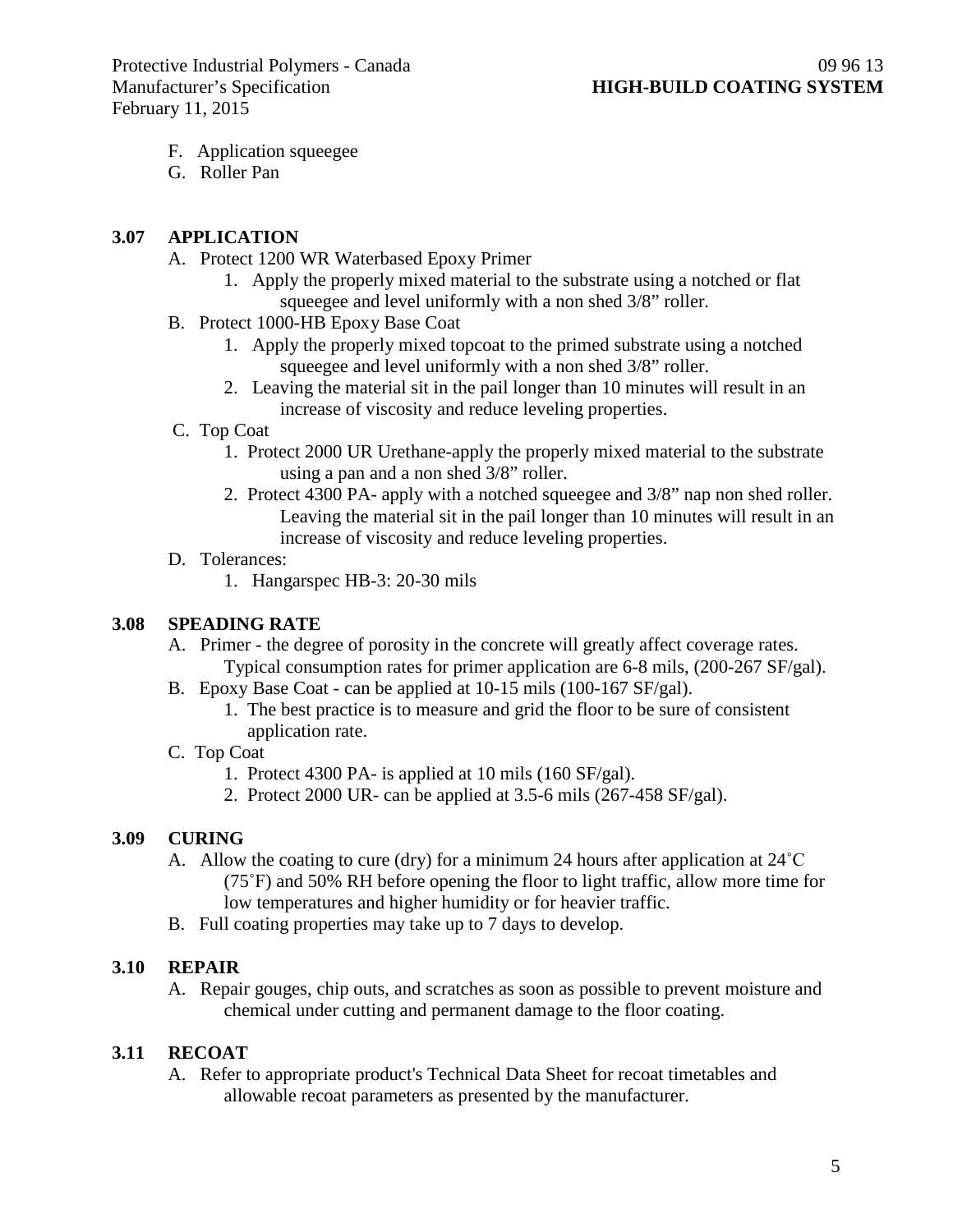F. Application squeegee
G. Roller Pan

## 3.07 APPLICATION

A. Protect 1200 WR Waterbased Epoxy Primer
   1. Apply the properly mixed material to the substrate using a notched or flat squeegee and level uniformly with a non shed 3/8" roller.

B. Protect 1000-HB Epoxy Base Coat
   1. Apply the properly mixed topcoat to the primed substrate using a notched squeegee and level uniformly with a non shed 3/8" roller.
   2. Leaving the material sit in the pail longer than 10 minutes will result in an increase of viscosity and reduce leveling properties.

C. Top Coat
   1. Protect 2000 UR Urethane-apply the properly mixed material to the substrate using a pan and a non shed 3/8" roller.
   2. Protect 4300 PA- apply with a notched squeegee and 3/8" nap non shed roller. Leaving the material sit in the pail longer than 10 minutes will result in an increase of viscosity and reduce leveling properties.

D. Tolerances:
   1. Hangarspec HB-3: 20-30 mils

## 3.08 SPEADING RATE

A. Primer - the degree of porosity in the concrete will greatly affect coverage rates. Typical consumption rates for primer application are 6-8 mils, (200-267 SF/gal).

B. Epoxy Base Coat - can be applied at 10-15 mils (100-167 SF/gal).
   1. The best practice is to measure and grid the floor to be sure of consistent application rate.

C. Top Coat
   1. Protect 4300 PA- is applied at 10 mils (160 SF/gal).
   2. Protect 2000 UR- can be applied at 3.5-6 mils (267-458 SF/gal).

## 3.09 CURING

A. Allow the coating to cure (dry) for a minimum 24 hours after application at 24˚C (75˚F) and 50% RH before opening the floor to light traffic, allow more time for low temperatures and higher humidity or for heavier traffic.

B. Full coating properties may take up to 7 days to develop.

## 3.10 REPAIR

A. Repair gouges, chip outs, and scratches as soon as possible to prevent moisture and chemical under cutting and permanent damage to the floor coating.

## 3.11 RECOAT

A. Refer to appropriate product's Technical Data Sheet for recoat timetables and allowable recoat parameters as presented by the manufacturer.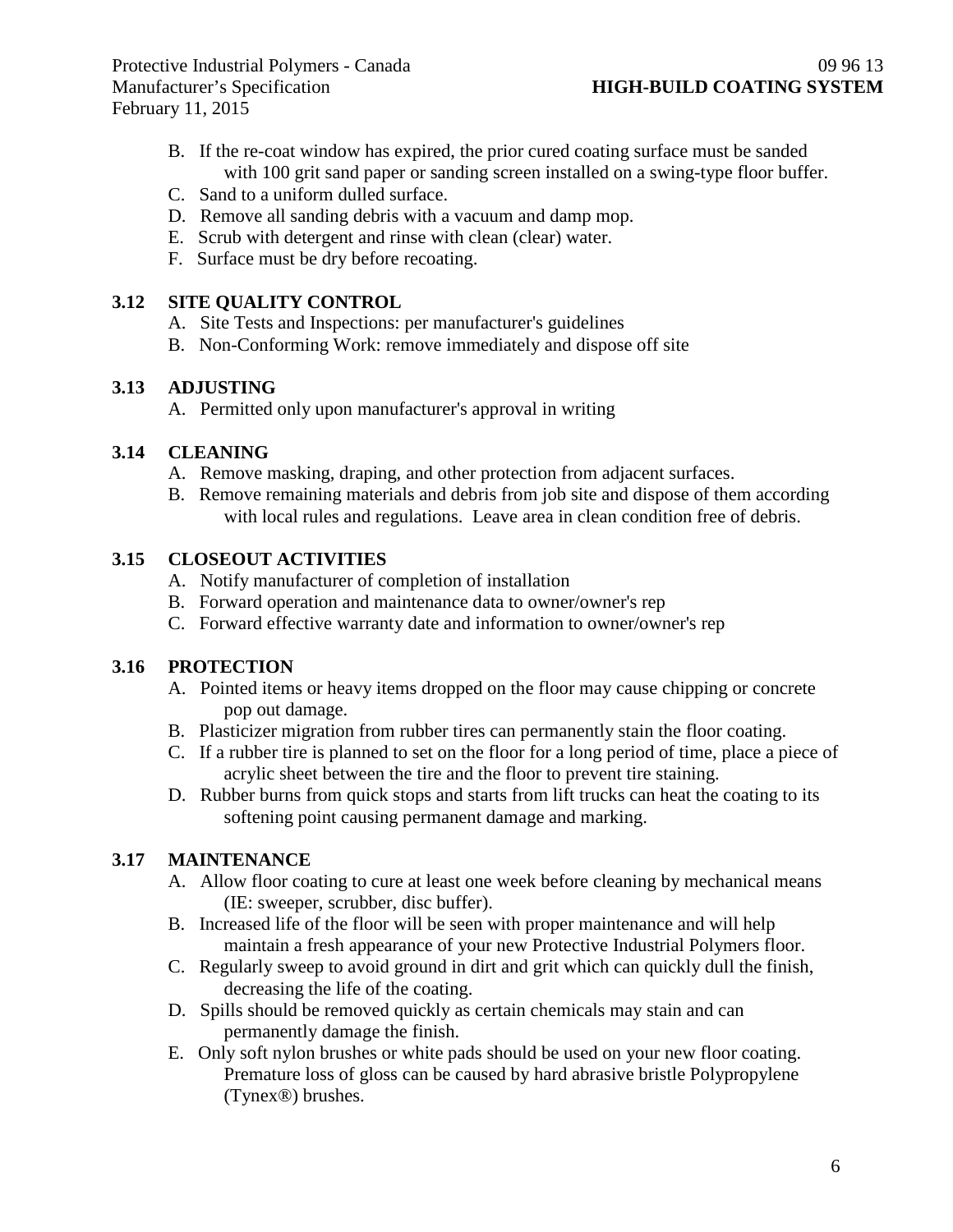B. If the re-coat window has expired, the prior cured coating surface must be sanded with 100 grit sand paper or sanding screen installed on a swing-type floor buffer.
C. Sand to a uniform dulled surface.
D. Remove all sanding debris with a vacuum and damp mop.
E. Scrub with detergent and rinse with clean (clear) water.
F. Surface must be dry before recoating.

### 3.12 SITE QUALITY CONTROL

A. Site Tests and Inspections: per manufacturer's guidelines
B. Non-Conforming Work: remove immediately and dispose off site

### 3.13 ADJUSTING

A. Permitted only upon manufacturer's approval in writing

### 3.14 CLEANING

A. Remove masking, draping, and other protection from adjacent surfaces.
B. Remove remaining materials and debris from job site and dispose of them according with local rules and regulations. Leave area in clean condition free of debris.

### 3.15 CLOSEOUT ACTIVITIES

A. Notify manufacturer of completion of installation
B. Forward operation and maintenance data to owner/owner's rep
C. Forward effective warranty date and information to owner/owner's rep

### 3.16 PROTECTION

A. Pointed items or heavy items dropped on the floor may cause chipping or concrete pop out damage.
B. Plasticizer migration from rubber tires can permanently stain the floor coating.
C. If a rubber tire is planned to set on the floor for a long period of time, place a piece of acrylic sheet between the tire and the floor to prevent tire staining.
D. Rubber burns from quick stops and starts from lift trucks can heat the coating to its softening point causing permanent damage and marking.

### 3.17 MAINTENANCE

A. Allow floor coating to cure at least one week before cleaning by mechanical means (IE: sweeper, scrubber, disc buffer).
B. Increased life of the floor will be seen with proper maintenance and will help maintain a fresh appearance of your new Protective Industrial Polymers floor.
C. Regularly sweep to avoid ground in dirt and grit which can quickly dull the finish, decreasing the life of the coating.
D. Spills should be removed quickly as certain chemicals may stain and can permanently damage the finish.
E. Only soft nylon brushes or white pads should be used on your new floor coating. Premature loss of gloss can be caused by hard abrasive bristle Polypropylene (Tynex®) brushes.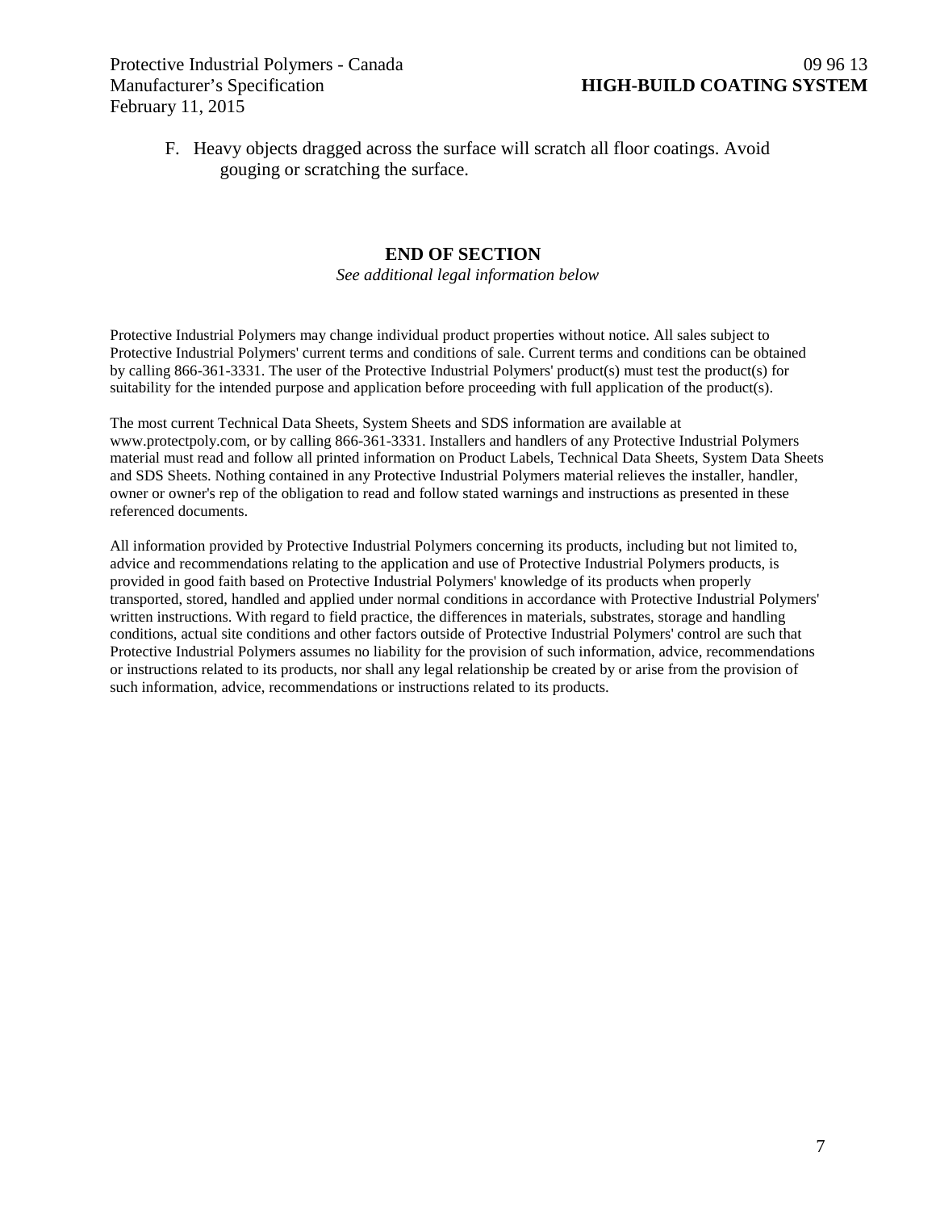F. Heavy objects dragged across the surface will scratch all floor coatings. Avoid gouging or scratching the surface.

**END OF SECTION**

*See additional legal information below*

Protective Industrial Polymers may change individual product properties without notice. All sales subject to Protective Industrial Polymers' current terms and conditions of sale. Current terms and conditions can be obtained by calling 866-361-3331. The user of the Protective Industrial Polymers' product(s) must test the product(s) for suitability for the intended purpose and application before proceeding with full application of the product(s).

The most current Technical Data Sheets, System Sheets and SDS information are available at www.protectpoly.com, or by calling 866-361-3331. Installers and handlers of any Protective Industrial Polymers material must read and follow all printed information on Product Labels, Technical Data Sheets, System Data Sheets and SDS Sheets. Nothing contained in any Protective Industrial Polymers material relieves the installer, handler, owner or owner's rep of the obligation to read and follow stated warnings and instructions as presented in these referenced documents.

All information provided by Protective Industrial Polymers concerning its products, including but not limited to, advice and recommendations relating to the application and use of Protective Industrial Polymers products, is provided in good faith based on Protective Industrial Polymers' knowledge of its products when properly transported, stored, handled and applied under normal conditions in accordance with Protective Industrial Polymers' written instructions. With regard to field practice, the differences in materials, substrates, storage and handling conditions, actual site conditions and other factors outside of Protective Industrial Polymers' control are such that Protective Industrial Polymers assumes no liability for the provision of such information, advice, recommendations or instructions related to its products, nor shall any legal relationship be created by or arise from the provision of such information, advice, recommendations or instructions related to its products.